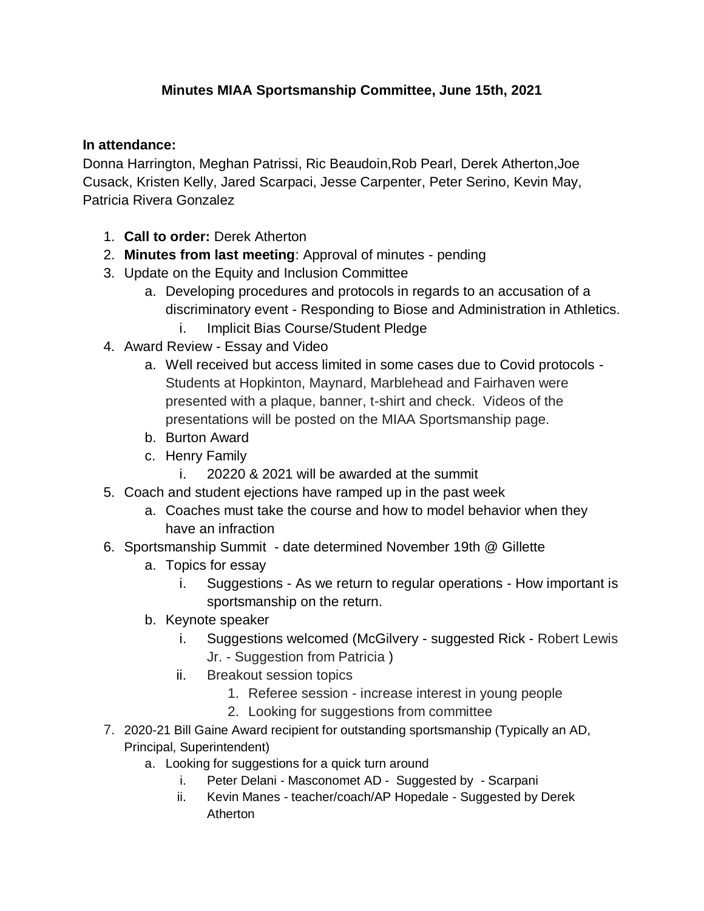**Minutes MIAA Sportsmanship Committee, June 15th, 2021**

**In attendance:**
Donna Harrington, Meghan Patrissi, Ric Beaudoin,Rob Pearl, Derek Atherton,Joe Cusack, Kristen Kelly, Jared Scarpaci, Jesse Carpenter, Peter Serino, Kevin May, Patricia Rivera Gonzalez

1. **Call to order:** Derek Atherton
2. **Minutes from last meeting**: Approval of minutes - pending
3. Update on the Equity and Inclusion Committee
   a. Developing procedures and protocols in regards to an accusation of a discriminatory event - Responding to Biose and Administration in Athletics.
      i. Implicit Bias Course/Student Pledge
4. Award Review - Essay and Video
   a. Well received but access limited in some cases due to Covid protocols - Students at Hopkinton, Maynard, Marblehead and Fairhaven were presented with a plaque, banner, t-shirt and check. Videos of the presentations will be posted on the MIAA Sportsmanship page.
   b. Burton Award
   c. Henry Family
      i. 20220 & 2021 will be awarded at the summit
5. Coach and student ejections have ramped up in the past week
   a. Coaches must take the course and how to model behavior when they have an infraction
6. Sportsmanship Summit - date determined November 19th @ Gillette
   a. Topics for essay
      i. Suggestions - As we return to regular operations - How important is sportsmanship on the return.
   b. Keynote speaker
      i. Suggestions welcomed (McGilvery - suggested Rick - Robert Lewis Jr. - Suggestion from Patricia )
      ii. Breakout session topics
         1. Referee session - increase interest in young people
         2. Looking for suggestions from committee
7. 2020-21 Bill Gaine Award recipient for outstanding sportsmanship (Typically an AD, Principal, Superintendent)
   a. Looking for suggestions for a quick turn around
      i. Peter Delani - Masconomet AD - Suggested by - Scarpani
      ii. Kevin Manes - teacher/coach/AP Hopedale - Suggested by Derek Atherton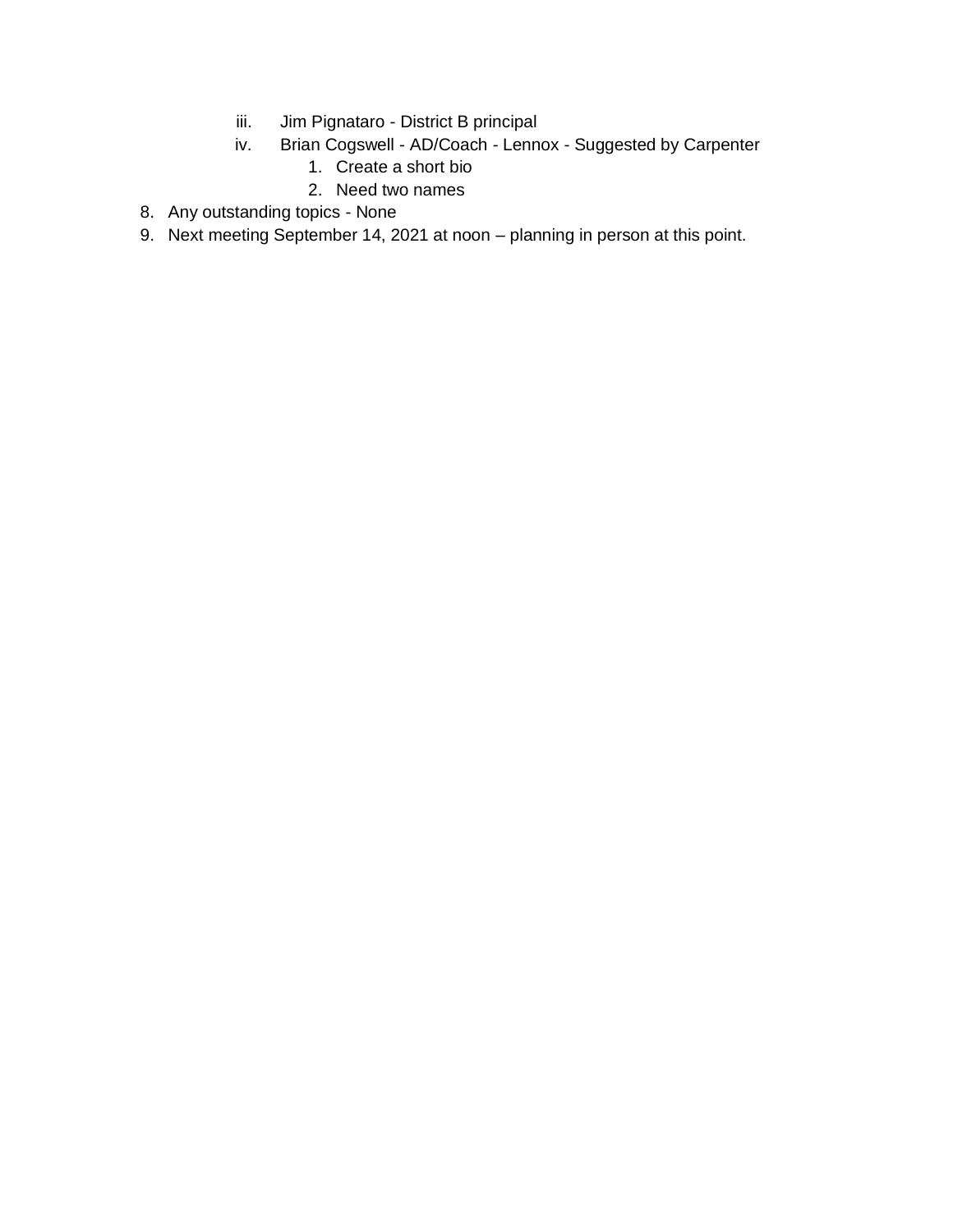iii. Jim Pignataro - District B principal
   iv. Brian Cogswell - AD/Coach - Lennox - Suggested by Carpenter
      1. Create a short bio
      2. Need two names

8. Any outstanding topics - None
9. Next meeting September 14, 2021 at noon – planning in person at this point.